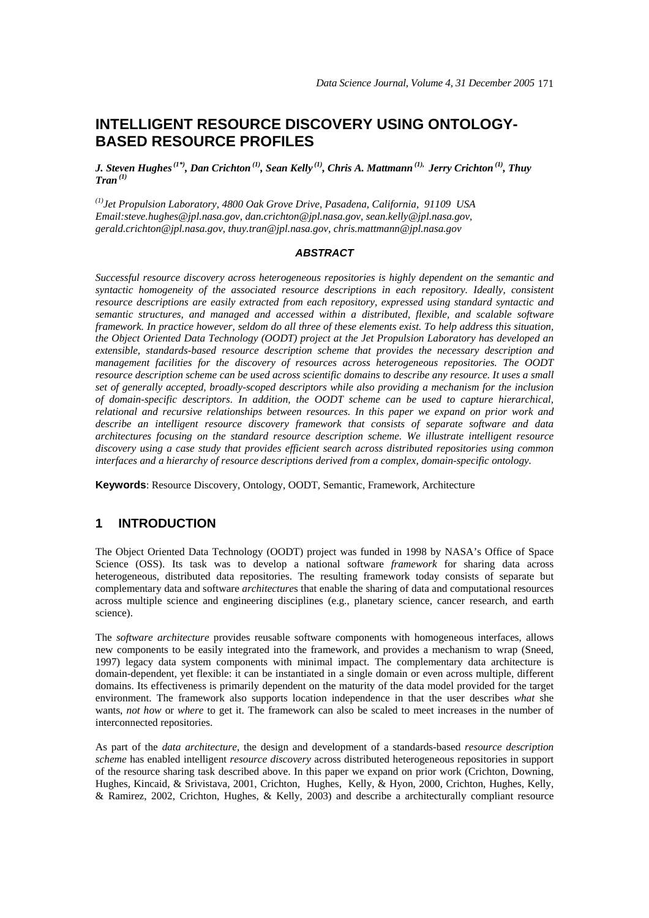# INTELLIGENT RESOURCE DISCOVERY USING ONTOLOGY-BASED RESOURCE PROFILES

***J. Steven Hughes*** [1*]***, Dan Crichton*** [1]***, Sean Kelly*** [1]***, Chris A. Mattmann*** [1]***, Jerry Crichton*** [1]***, Thuy Tran*** [1]

[1] *Jet Propulsion Laboratory, 4800 Oak Grove Drive, Pasadena, California, 91109 USA*
*Email:steve.hughes@jpl.nasa.gov, dan.crichton@jpl.nasa.gov, sean.kelly@jpl.nasa.gov, gerald.crichton@jpl.nasa.gov, thuy.tran@jpl.nasa.gov, chris.mattmann@jpl.nasa.gov*

### *ABSTRACT*

*Successful resource discovery across heterogeneous repositories is highly dependent on the semantic and syntactic homogeneity of the associated resource descriptions in each repository. Ideally, consistent resource descriptions are easily extracted from each repository, expressed using standard syntactic and semantic structures, and managed and accessed within a distributed, flexible, and scalable software framework. In practice however, seldom do all three of these elements exist. To help address this situation, the Object Oriented Data Technology (OODT) project at the Jet Propulsion Laboratory has developed an extensible, standards-based resource description scheme that provides the necessary description and management facilities for the discovery of resources across heterogeneous repositories. The OODT resource description scheme can be used across scientific domains to describe any resource. It uses a small set of generally accepted, broadly-scoped descriptors while also providing a mechanism for the inclusion of domain-specific descriptors. In addition, the OODT scheme can be used to capture hierarchical, relational and recursive relationships between resources. In this paper we expand on prior work and describe an intelligent resource discovery framework that consists of separate software and data architectures focusing on the standard resource description scheme. We illustrate intelligent resource discovery using a case study that provides efficient search across distributed repositories using common interfaces and a hierarchy of resource descriptions derived from a complex, domain-specific ontology.*

**Keywords**: Resource Discovery, Ontology, OODT, Semantic, Framework, Architecture

## 1 INTRODUCTION

The Object Oriented Data Technology (OODT) project was funded in 1998 by NASA's Office of Space Science (OSS). Its task was to develop a national software *framework* for sharing data across heterogeneous, distributed data repositories. The resulting framework today consists of separate but complementary data and software *architecture*s that enable the sharing of data and computational resources across multiple science and engineering disciplines (e.g., planetary science, cancer research, and earth science).

The *software architecture* provides reusable software components with homogeneous interfaces, allows new components to be easily integrated into the framework, and provides a mechanism to wrap (Sneed, 1997) legacy data system components with minimal impact. The complementary data architecture is domain-dependent, yet flexible: it can be instantiated in a single domain or even across multiple, different domains. Its effectiveness is primarily dependent on the maturity of the data model provided for the target environment. The framework also supports location independence in that the user describes *what* she wants, *not how* or *where* to get it. The framework can also be scaled to meet increases in the number of interconnected repositories.

As part of the *data architecture*, the design and development of a standards-based *resource description scheme* has enabled intelligent *resource discovery* across distributed heterogeneous repositories in support of the resource sharing task described above. In this paper we expand on prior work (Crichton, Downing, Hughes, Kincaid, & Srivastava, 2001, Crichton, Hughes, Kelly, & Hyon, 2000, Crichton, Hughes, Kelly, & Ramirez, 2002, Crichton, Hughes, & Kelly, 2003) and describe a architecturally compliant resource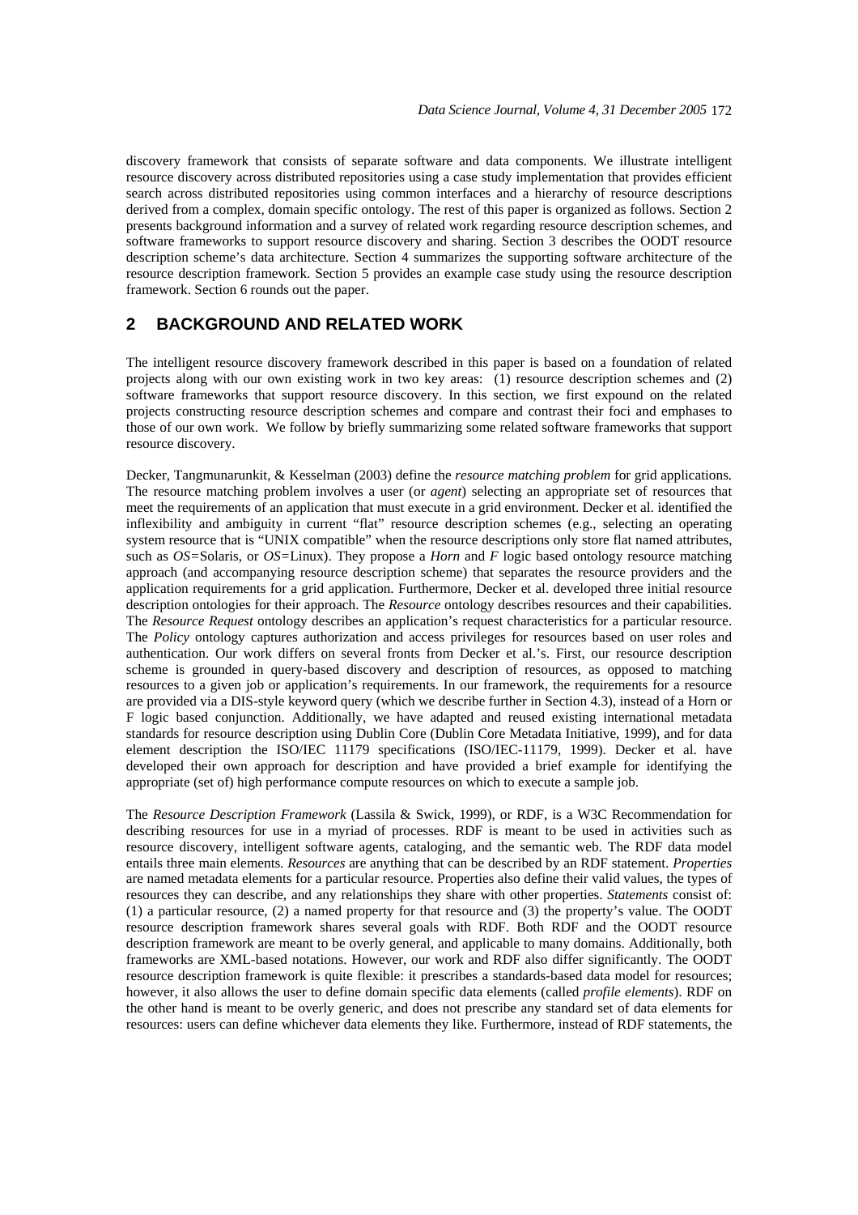discovery framework that consists of separate software and data components. We illustrate intelligent resource discovery across distributed repositories using a case study implementation that provides efficient search across distributed repositories using common interfaces and a hierarchy of resource descriptions derived from a complex, domain specific ontology. The rest of this paper is organized as follows. Section 2 presents background information and a survey of related work regarding resource description schemes, and software frameworks to support resource discovery and sharing. Section 3 describes the OODT resource description scheme's data architecture. Section 4 summarizes the supporting software architecture of the resource description framework. Section 5 provides an example case study using the resource description framework. Section 6 rounds out the paper.

## 2 BACKGROUND AND RELATED WORK

The intelligent resource discovery framework described in this paper is based on a foundation of related projects along with our own existing work in two key areas: (1) resource description schemes and (2) software frameworks that support resource discovery. In this section, we first expound on the related projects constructing resource description schemes and compare and contrast their foci and emphases to those of our own work. We follow by briefly summarizing some related software frameworks that support resource discovery.

Decker, Tangmunarunkit, & Kesselman (2003) define the *resource matching problem* for grid applications. The resource matching problem involves a user (or *agent*) selecting an appropriate set of resources that meet the requirements of an application that must execute in a grid environment. Decker et al. identified the inflexibility and ambiguity in current "flat" resource description schemes (e.g., selecting an operating system resource that is "UNIX compatible" when the resource descriptions only store flat named attributes, such as *OS*=Solaris, or *OS*=Linux). They propose a *Horn* and *F* logic based ontology resource matching approach (and accompanying resource description scheme) that separates the resource providers and the application requirements for a grid application. Furthermore, Decker et al. developed three initial resource description ontologies for their approach. The *Resource* ontology describes resources and their capabilities. The *Resource Request* ontology describes an application's request characteristics for a particular resource. The *Policy* ontology captures authorization and access privileges for resources based on user roles and authentication. Our work differs on several fronts from Decker et al.'s. First, our resource description scheme is grounded in query-based discovery and description of resources, as opposed to matching resources to a given job or application's requirements. In our framework, the requirements for a resource are provided via a DIS-style keyword query (which we describe further in Section 4.3), instead of a Horn or F logic based conjunction. Additionally, we have adapted and reused existing international metadata standards for resource description using Dublin Core (Dublin Core Metadata Initiative, 1999), and for data element description the ISO/IEC 11179 specifications (ISO/IEC-11179, 1999). Decker et al. have developed their own approach for description and have provided a brief example for identifying the appropriate (set of) high performance compute resources on which to execute a sample job.

The *Resource Description Framework* (Lassila & Swick, 1999), or RDF, is a W3C Recommendation for describing resources for use in a myriad of processes. RDF is meant to be used in activities such as resource discovery, intelligent software agents, cataloging, and the semantic web. The RDF data model entails three main elements. *Resources* are anything that can be described by an RDF statement. *Properties* are named metadata elements for a particular resource. Properties also define their valid values, the types of resources they can describe, and any relationships they share with other properties. *Statements* consist of: (1) a particular resource, (2) a named property for that resource and (3) the property's value. The OODT resource description framework shares several goals with RDF. Both RDF and the OODT resource description framework are meant to be overly general, and applicable to many domains. Additionally, both frameworks are XML-based notations. However, our work and RDF also differ significantly. The OODT resource description framework is quite flexible: it prescribes a standards-based data model for resources; however, it also allows the user to define domain specific data elements (called *profile elements*). RDF on the other hand is meant to be overly generic, and does not prescribe any standard set of data elements for resources: users can define whichever data elements they like. Furthermore, instead of RDF statements, the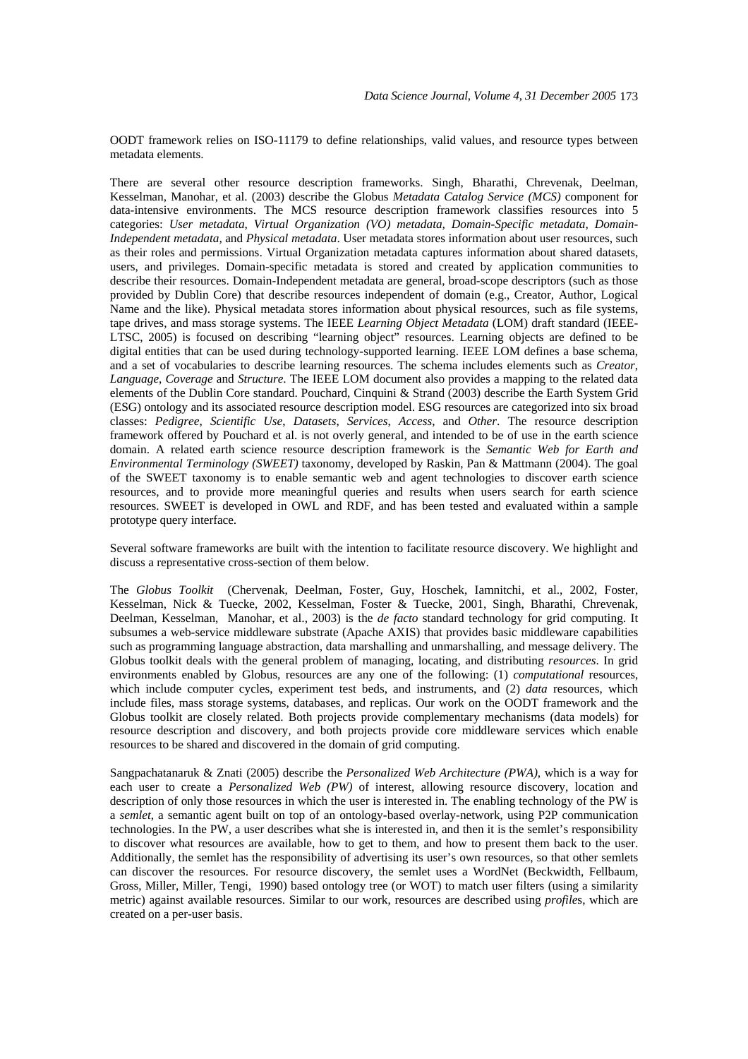OODT framework relies on ISO-11179 to define relationships, valid values, and resource types between metadata elements.

There are several other resource description frameworks. Singh, Bharathi, Chrevenak, Deelman, Kesselman, Manohar, et al. (2003) describe the Globus *Metadata Catalog Service (MCS)* component for data-intensive environments. The MCS resource description framework classifies resources into 5 categories: *User metadata, Virtual Organization (VO) metadata, Domain-Specific metadata, Domain-Independent metadata,* and *Physical metadata*. User metadata stores information about user resources, such as their roles and permissions. Virtual Organization metadata captures information about shared datasets, users, and privileges. Domain-specific metadata is stored and created by application communities to describe their resources. Domain-Independent metadata are general, broad-scope descriptors (such as those provided by Dublin Core) that describe resources independent of domain (e.g., Creator, Author, Logical Name and the like). Physical metadata stores information about physical resources, such as file systems, tape drives, and mass storage systems. The IEEE *Learning Object Metadata* (LOM) draft standard (IEEE-LTSC, 2005) is focused on describing "learning object" resources. Learning objects are defined to be digital entities that can be used during technology-supported learning. IEEE LOM defines a base schema, and a set of vocabularies to describe learning resources. The schema includes elements such as *Creator*, *Language*, *Coverage* and *Structure*. The IEEE LOM document also provides a mapping to the related data elements of the Dublin Core standard. Pouchard, Cinquini & Strand (2003) describe the Earth System Grid (ESG) ontology and its associated resource description model. ESG resources are categorized into six broad classes: *Pedigree*, *Scientific Use*, *Datasets*, *Services*, *Access*, and *Other*. The resource description framework offered by Pouchard et al. is not overly general, and intended to be of use in the earth science domain. A related earth science resource description framework is the *Semantic Web for Earth and Environmental Terminology (SWEET)* taxonomy, developed by Raskin, Pan & Mattmann (2004). The goal of the SWEET taxonomy is to enable semantic web and agent technologies to discover earth science resources, and to provide more meaningful queries and results when users search for earth science resources. SWEET is developed in OWL and RDF, and has been tested and evaluated within a sample prototype query interface.

Several software frameworks are built with the intention to facilitate resource discovery. We highlight and discuss a representative cross-section of them below.

The *Globus Toolkit* (Chervenak, Deelman, Foster, Guy, Hoschek, Iamnitchi, et al., 2002, Foster, Kesselman, Nick & Tuecke, 2002, Kesselman, Foster & Tuecke, 2001, Singh, Bharathi, Chrevenak, Deelman, Kesselman, Manohar, et al., 2003) is the *de facto* standard technology for grid computing. It subsumes a web-service middleware substrate (Apache AXIS) that provides basic middleware capabilities such as programming language abstraction, data marshalling and unmarshalling, and message delivery. The Globus toolkit deals with the general problem of managing, locating, and distributing *resources*. In grid environments enabled by Globus, resources are any one of the following: (1) *computational* resources, which include computer cycles, experiment test beds, and instruments, and (2) *data* resources, which include files, mass storage systems, databases, and replicas. Our work on the OODT framework and the Globus toolkit are closely related. Both projects provide complementary mechanisms (data models) for resource description and discovery, and both projects provide core middleware services which enable resources to be shared and discovered in the domain of grid computing.

Sangpachatanaruk & Znati (2005) describe the *Personalized Web Architecture (PWA)*, which is a way for each user to create a *Personalized Web (PW)* of interest, allowing resource discovery, location and description of only those resources in which the user is interested in. The enabling technology of the PW is a *semlet*, a semantic agent built on top of an ontology-based overlay-network, using P2P communication technologies. In the PW, a user describes what she is interested in, and then it is the semlet's responsibility to discover what resources are available, how to get to them, and how to present them back to the user. Additionally, the semlet has the responsibility of advertising its user's own resources, so that other semlets can discover the resources. For resource discovery, the semlet uses a WordNet (Beckwidth, Fellbaum, Gross, Miller, Miller, Tengi, 1990) based ontology tree (or WOT) to match user filters (using a similarity metric) against available resources. Similar to our work, resources are described using *profile*s, which are created on a per-user basis.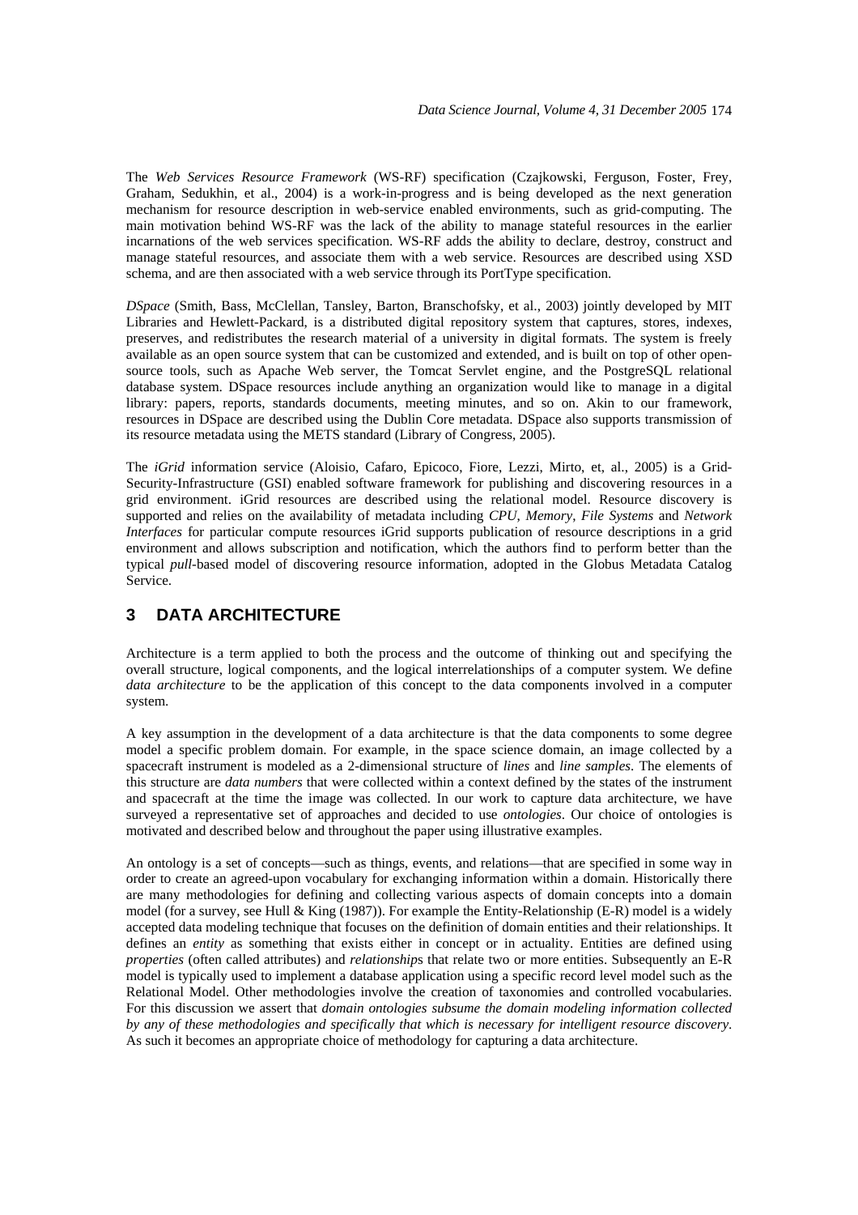The *Web Services Resource Framework* (WS-RF) specification (Czajkowski, Ferguson, Foster, Frey, Graham, Sedukhin, et al., 2004) is a work-in-progress and is being developed as the next generation mechanism for resource description in web-service enabled environments, such as grid-computing. The main motivation behind WS-RF was the lack of the ability to manage stateful resources in the earlier incarnations of the web services specification. WS-RF adds the ability to declare, destroy, construct and manage stateful resources, and associate them with a web service. Resources are described using XSD schema, and are then associated with a web service through its PortType specification.

*DSpace* (Smith, Bass, McClellan, Tansley, Barton, Branschofsky, et al., 2003) jointly developed by MIT Libraries and Hewlett-Packard, is a distributed digital repository system that captures, stores, indexes, preserves, and redistributes the research material of a university in digital formats. The system is freely available as an open source system that can be customized and extended, and is built on top of other open-source tools, such as Apache Web server, the Tomcat Servlet engine, and the PostgreSQL relational database system. DSpace resources include anything an organization would like to manage in a digital library: papers, reports, standards documents, meeting minutes, and so on. Akin to our framework, resources in DSpace are described using the Dublin Core metadata. DSpace also supports transmission of its resource metadata using the METS standard (Library of Congress, 2005).

The *iGrid* information service (Aloisio, Cafaro, Epicoco, Fiore, Lezzi, Mirto, et, al., 2005) is a Grid-Security-Infrastructure (GSI) enabled software framework for publishing and discovering resources in a grid environment. iGrid resources are described using the relational model. Resource discovery is supported and relies on the availability of metadata including *CPU*, *Memory*, *File Systems* and *Network Interfaces* for particular compute resources iGrid supports publication of resource descriptions in a grid environment and allows subscription and notification, which the authors find to perform better than the typical *pull*-based model of discovering resource information, adopted in the Globus Metadata Catalog Service.

## 3 DATA ARCHITECTURE

Architecture is a term applied to both the process and the outcome of thinking out and specifying the overall structure, logical components, and the logical interrelationships of a computer system. We define *data architecture* to be the application of this concept to the data components involved in a computer system.

A key assumption in the development of a data architecture is that the data components to some degree model a specific problem domain. For example, in the space science domain, an image collected by a spacecraft instrument is modeled as a 2-dimensional structure of *lines* and *line samples*. The elements of this structure are *data numbers* that were collected within a context defined by the states of the instrument and spacecraft at the time the image was collected. In our work to capture data architecture, we have surveyed a representative set of approaches and decided to use *ontologies*. Our choice of ontologies is motivated and described below and throughout the paper using illustrative examples.

An ontology is a set of concepts—such as things, events, and relations—that are specified in some way in order to create an agreed-upon vocabulary for exchanging information within a domain. Historically there are many methodologies for defining and collecting various aspects of domain concepts into a domain model (for a survey, see Hull & King (1987)). For example the Entity-Relationship (E-R) model is a widely accepted data modeling technique that focuses on the definition of domain entities and their relationships. It defines an *entity* as something that exists either in concept or in actuality. Entities are defined using *properties* (often called attributes) and *relationships* that relate two or more entities. Subsequently an E-R model is typically used to implement a database application using a specific record level model such as the Relational Model. Other methodologies involve the creation of taxonomies and controlled vocabularies. For this discussion we assert that *domain ontologies subsume the domain modeling information collected by any of these methodologies and specifically that which is necessary for intelligent resource discovery*. As such it becomes an appropriate choice of methodology for capturing a data architecture.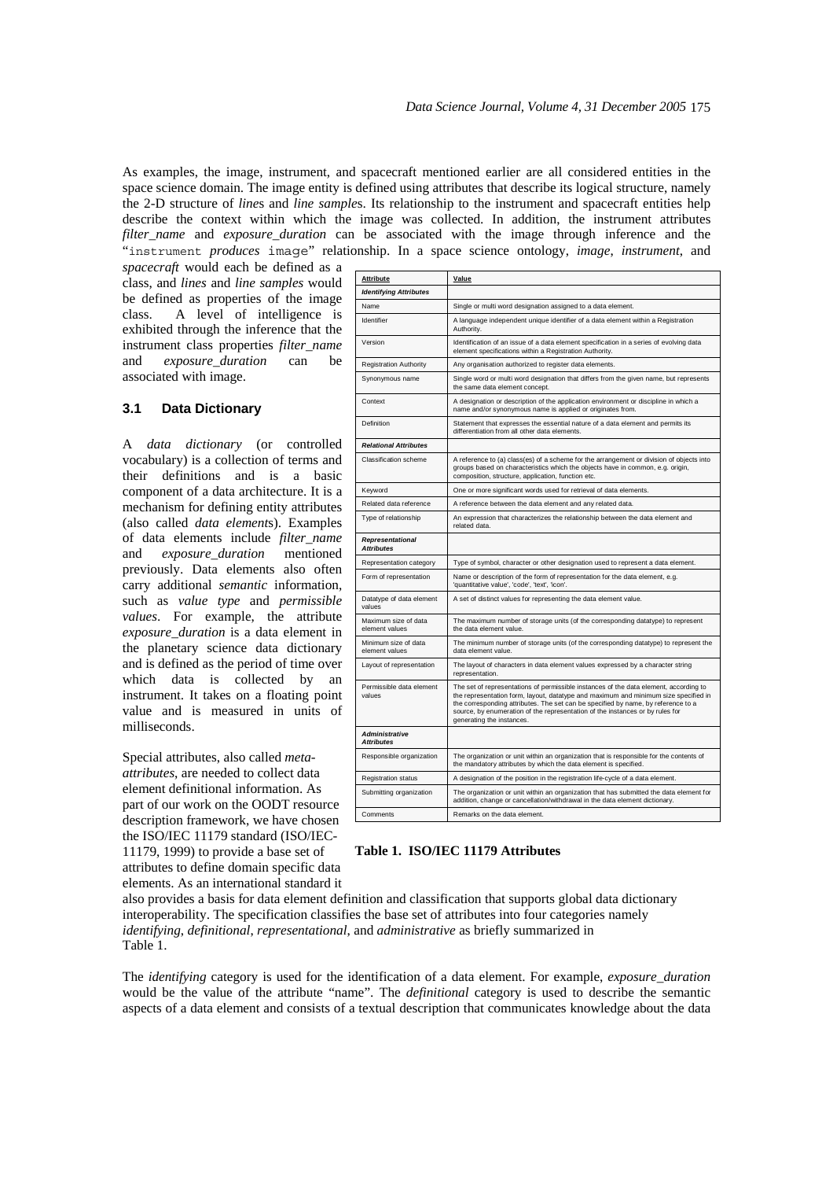As examples, the image, instrument, and spacecraft mentioned earlier are all considered entities in the space science domain. The image entity is defined using attributes that describe its logical structure, namely the 2-D structure of *line*s and *line sample*s. Its relationship to the instrument and spacecraft entities help describe the context within which the image was collected. In addition, the instrument attributes *filter_name* and *exposure_duration* can be associated with the image through inference and the "`instrument` *produces* `image`" relationship. In a space science ontology, *image*, *instrument*, and *spacecraft* would each be defined as a class, and *lines* and *line samples* would be defined as properties of the image class. A level of intelligence is exhibited through the inference that the instrument class properties *filter_name* and *exposure_duration* can be associated with image.

### 3.1 Data Dictionary

A *data dictionary* (or controlled vocabulary) is a collection of terms and their definitions and is a basic component of a data architecture. It is a mechanism for defining entity attributes (also called *data element*s). Examples of data elements include *filter_name* and *exposure_duration* mentioned previously. Data elements also often carry additional *semantic* information, such as *value type* and *permissible values*. For example, the attribute *exposure_duration* is a data element in the planetary science data dictionary and is defined as the period of time over which data is collected by an instrument. It takes on a floating point value and is measured in units of milliseconds.

Special attributes, also called *meta-attributes*, are needed to collect data element definitional information. As part of our work on the OODT resource description framework, we have chosen the ISO/IEC 11179 standard (ISO/IEC-11179, 1999) to provide a base set of attributes to define domain specific data elements. As an international standard it also provides a basis for data element definition and classification that supports global data dictionary interoperability. The specification classifies the base set of attributes into four categories namely *identifying*, *definitional*, *representational*, and *administrative* as briefly summarized in Table 1.

| **Attribute** | **Value** |
|---|---|
| ***Identifying Attributes*** | |
| Name | Single or multi word designation assigned to a data element. |
| Identifier | A language independent unique identifier of a data element within a Registration Authority. |
| Version | Identification of an issue of a data element specification in a series of evolving data element specifications within a Registration Authority. |
| Registration Authority | Any organisation authorized to register data elements. |
| Synonymous name | Single word or multi word designation that differs from the given name, but represents the same data element concept. |
| Context | A designation or description of the application environment or discipline in which a name and/or synonymous name is applied or originates from. |
| Definition | Statement that expresses the essential nature of a data element and permits its differentiation from all other data elements. |
| ***Relational Attributes*** | |
| Classification scheme | A reference to (a) class(es) of a scheme for the arrangement or division of objects into groups based on characteristics which the objects have in common, e.g. origin, composition, structure, application, function etc. |
| Keyword | One or more significant words used for retrieval of data elements. |
| Related data reference | A reference between the data element and any related data. |
| Type of relationship | An expression that characterizes the relationship between the data element and related data. |
| ***Representational Attributes*** | |
| Representation category | Type of symbol, character or other designation used to represent a data element. |
| Form of representation | Name or description of the form of representation for the data element, e.g. 'quantitative value', 'code', 'text', 'icon'. |
| Datatype of data element values | A set of distinct values for representing the data element value. |
| Maximum size of data element values | The maximum number of storage units (of the corresponding datatype) to represent the data element value. |
| Minimum size of data element values | The minimum number of storage units (of the corresponding datatype) to represent the data element value. |
| Layout of representation | The layout of characters in data element values expressed by a character string representation. |
| Permissible data element values | The set of representations of permissible instances of the data element, according to the representation form, layout, datatype and maximum and minimum size specified in the corresponding attributes. The set can be specified by name, by reference to a source, by enumeration of the representation of the instances or by rules for generating the instances. |
| ***Administrative Attributes*** | |
| Responsible organization | The organization or unit within an organization that is responsible for the contents of the mandatory attributes by which the data element is specified. |
| Registration status | A designation of the position in the registration life-cycle of a data element. |
| Submitting organization | The organization or unit within an organization that has submitted the data element for addition, change or cancellation/withdrawal in the data element dictionary. |
| Comments | Remarks on the data element. |

**Table 1. ISO/IEC 11179 Attributes**

The *identifying* category is used for the identification of a data element. For example, *exposure_duration* would be the value of the attribute "name". The *definitional* category is used to describe the semantic aspects of a data element and consists of a textual description that communicates knowledge about the data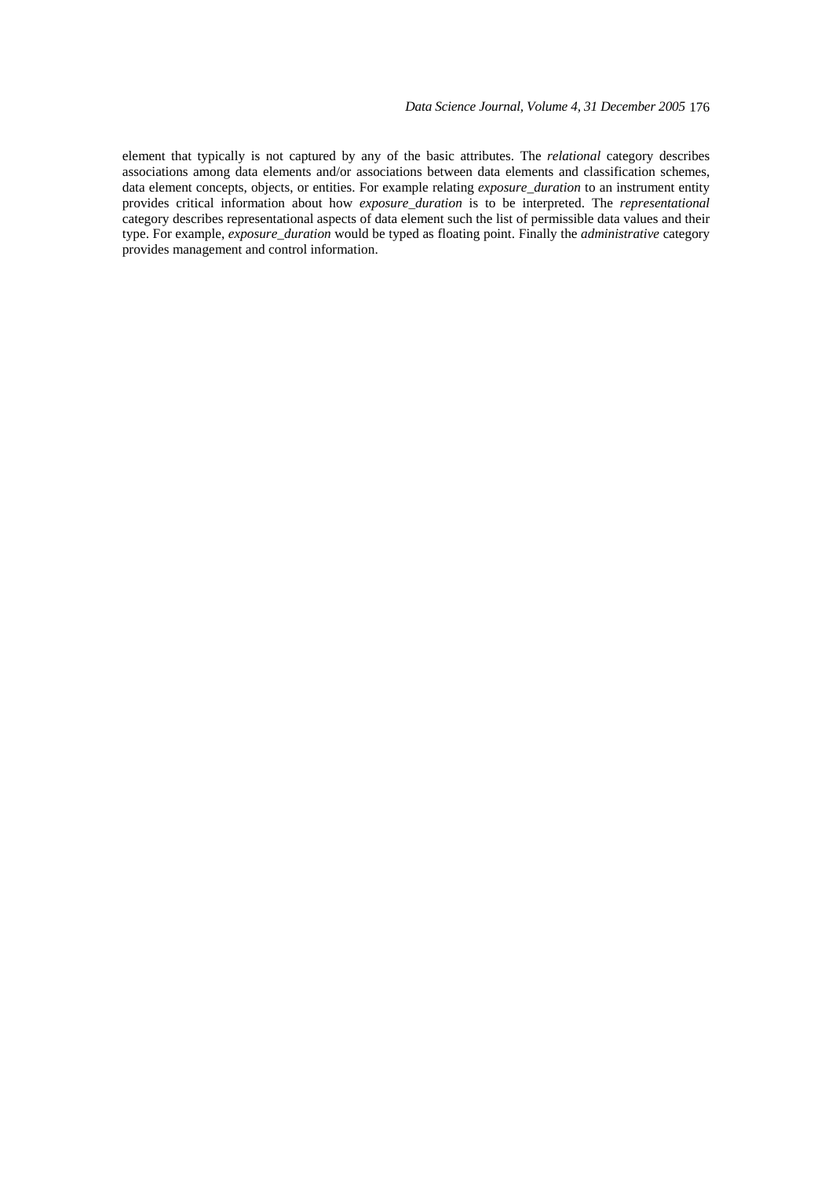element that typically is not captured by any of the basic attributes. The *relational* category describes associations among data elements and/or associations between data elements and classification schemes, data element concepts, objects, or entities. For example relating *exposure_duration* to an instrument entity provides critical information about how *exposure_duration* is to be interpreted. The *representational* category describes representational aspects of data element such the list of permissible data values and their type. For example, *exposure_duration* would be typed as floating point. Finally the *administrative* category provides management and control information.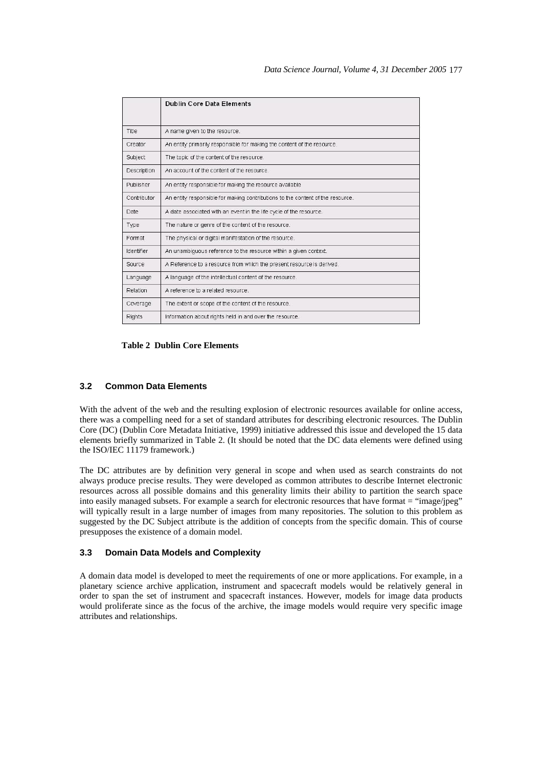|  | Dublin Core Data Elements |
| --- | --- |
| Title | A name given to the resource. |
| Creator | An entity primarily responsible for making the content of the resource. |
| Subject | The topic of the content of the resource. |
| Description | An account of the content of the resource. |
| Publisher | An entity responsible for making the resource available |
| Contributor | An entity responsible for making contributions to the content of the resource. |
| Date | A date associated with an event in the life cycle of the resource. |
| Type | The nature or genre of the content of the resource. |
| Format | The physical or digital manifestation of the resource. |
| Identifier | An unambiguous reference to the resource within a given context. |
| Source | A Reference to a resource from which the present resource is derived. |
| Language | A language of the intellectual content of the resource. |
| Relation | A reference to a related resource. |
| Coverage | The extent or scope of the content of the resource. |
| Rights | Information about rights held in and over the resource. |

**Table 2 Dublin Core Elements**

### 3.2 Common Data Elements

With the advent of the web and the resulting explosion of electronic resources available for online access, there was a compelling need for a set of standard attributes for describing electronic resources. The Dublin Core (DC) (Dublin Core Metadata Initiative, 1999) initiative addressed this issue and developed the 15 data elements briefly summarized in Table 2. (It should be noted that the DC data elements were defined using the ISO/IEC 11179 framework.)

The DC attributes are by definition very general in scope and when used as search constraints do not always produce precise results. They were developed as common attributes to describe Internet electronic resources across all possible domains and this generality limits their ability to partition the search space into easily managed subsets. For example a search for electronic resources that have format = "image/jpeg" will typically result in a large number of images from many repositories. The solution to this problem as suggested by the DC Subject attribute is the addition of concepts from the specific domain. This of course presupposes the existence of a domain model.

### 3.3 Domain Data Models and Complexity

A domain data model is developed to meet the requirements of one or more applications. For example, in a planetary science archive application, instrument and spacecraft models would be relatively general in order to span the set of instrument and spacecraft instances. However, models for image data products would proliferate since as the focus of the archive, the image models would require very specific image attributes and relationships.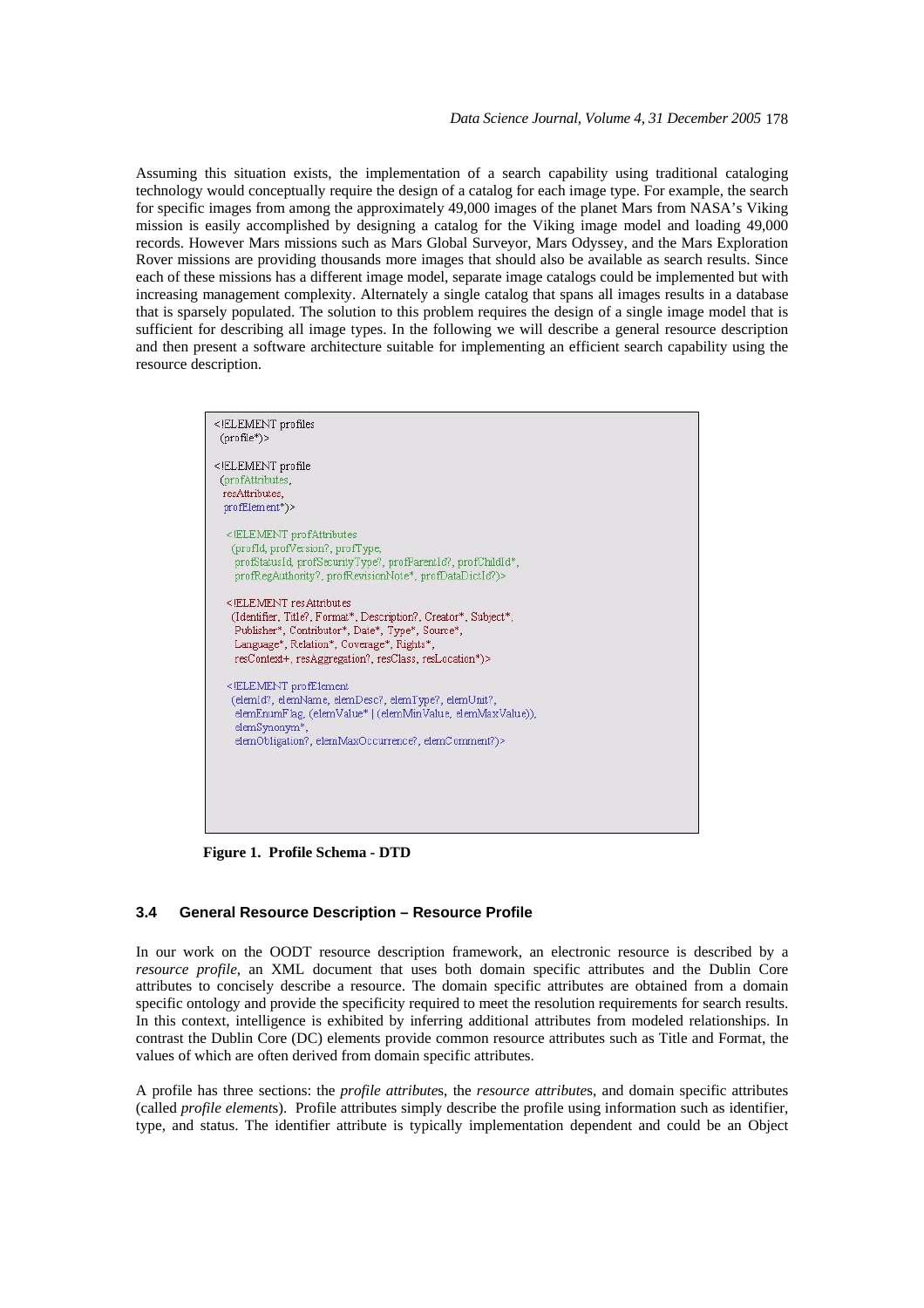Assuming this situation exists, the implementation of a search capability using traditional cataloging technology would conceptually require the design of a catalog for each image type. For example, the search for specific images from among the approximately 49,000 images of the planet Mars from NASA's Viking mission is easily accomplished by designing a catalog for the Viking image model and loading 49,000 records. However Mars missions such as Mars Global Surveyor, Mars Odyssey, and the Mars Exploration Rover missions are providing thousands more images that should also be available as search results. Since each of these missions has a different image model, separate image catalogs could be implemented but with increasing management complexity. Alternately a single catalog that spans all images results in a database that is sparsely populated. The solution to this problem requires the design of a single image model that is sufficient for describing all image types. In the following we will describe a general resource description and then present a software architecture suitable for implementing an efficient search capability using the resource description.

```
<!ELEMENT profiles
 (profile*)>

<!ELEMENT profile
 (profAttributes,
  resAttributes,
  profElement*)>

  <!ELEMENT profAttributes
   (profId, profVersion?, profType,
    profStatusId, profSecurityType?, profParentId?, profChildId*,
    profRegAuthority?, profRevisionNote*, profDataDictId?)>

  <!ELEMENT resAttributes
   (Identifier, Title?, Format*, Description?, Creator*, Subject*,
    Publisher*, Contributor*, Date*, Type*, Source*,
    Language*, Relation*, Coverage*, Rights*,
    resContext+, resAggregation?, resClass, resLocation*)>

  <!ELEMENT profElement
   (elemId?, elemName, elemDesc?, elemType?, elemUnit?,
    elemEnumFlag, (elemValue* | (elemMinValue, elemMaxValue)),
    elemSynonym*,
    elemObligation?, elemMaxOccurrence?, elemComment?)>
```

**Figure 1. Profile Schema - DTD**

### 3.4 General Resource Description – Resource Profile

In our work on the OODT resource description framework, an electronic resource is described by a *resource profile*, an XML document that uses both domain specific attributes and the Dublin Core attributes to concisely describe a resource. The domain specific attributes are obtained from a domain specific ontology and provide the specificity required to meet the resolution requirements for search results. In this context, intelligence is exhibited by inferring additional attributes from modeled relationships. In contrast the Dublin Core (DC) elements provide common resource attributes such as Title and Format, the values of which are often derived from domain specific attributes.

A profile has three sections: the *profile attributes*, the *resource attributes*, and domain specific attributes (called *profile elements*). Profile attributes simply describe the profile using information such as identifier, type, and status. The identifier attribute is typically implementation dependent and could be an Object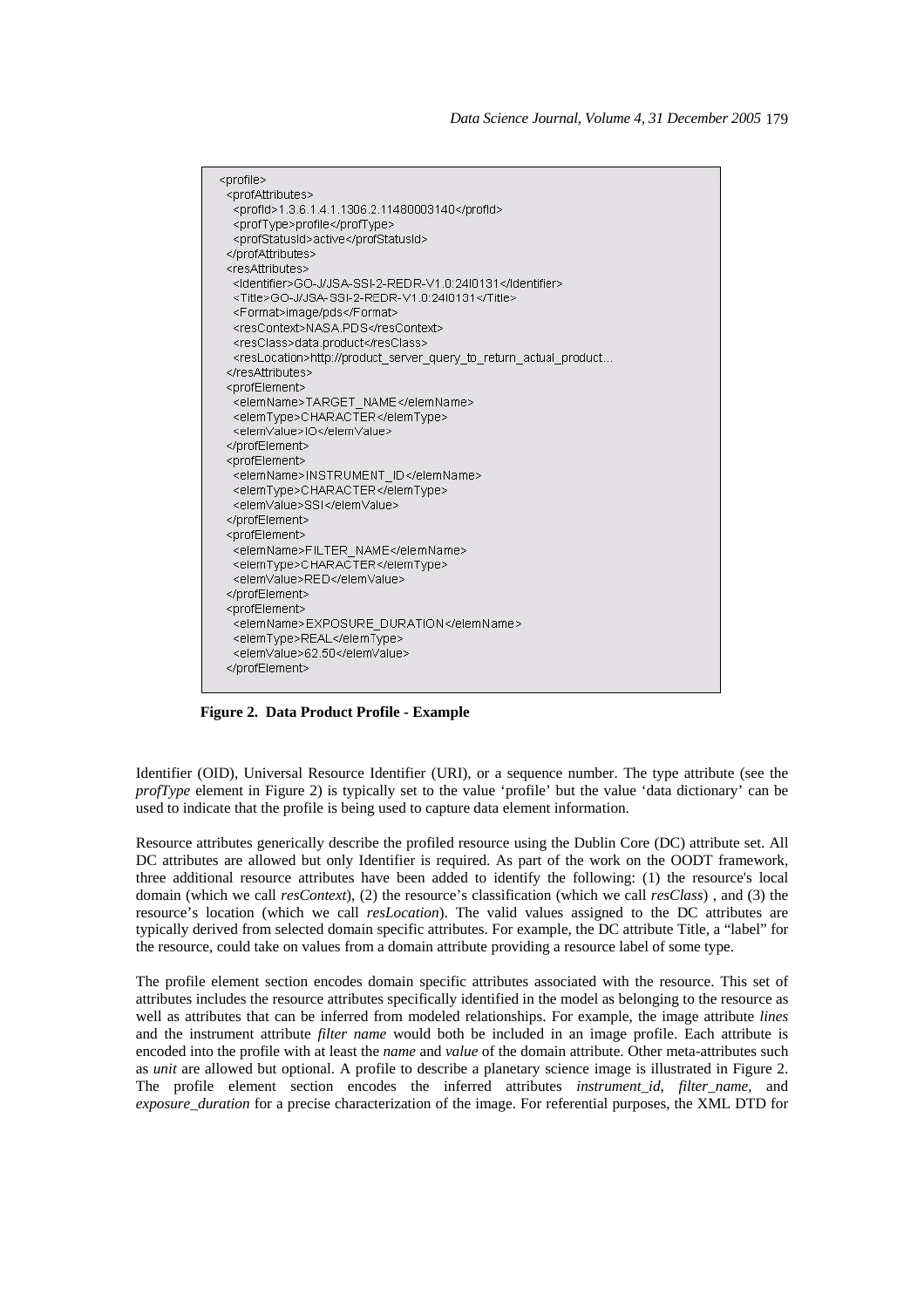```
<profile>
 <profAttributes>
  <profId>1.3.6.1.4.1.1306.2.11480003140</profId>
  <profType>profile</profType>
  <profStatusId>active</profStatusId>
 </profAttributes>
 <resAttributes>
  <Identifier>GO-J/JSA-SSI-2-REDR-V1.0:24I0131</Identifier>
  <Title>GO-J/JSA-SSI-2-REDR-V1.0:24I0131</Title>
  <Format>image/pds</Format>
  <resContext>NASA.PDS</resContext>
  <resClass>data.product</resClass>
  <resLocation>http://product_server_query_to_return_actual_product...
 </resAttributes>
 <profElement>
  <elemName>TARGET_NAME</elemName>
  <elemType>CHARACTER</elemType>
  <elemValue>IO</elemValue>
 </profElement>
 <profElement>
  <elemName>INSTRUMENT_ID</elemName>
  <elemType>CHARACTER</elemType>
  <elemValue>SSI</elemValue>
 </profElement>
 <profElement>
  <elemName>FILTER_NAME</elemName>
  <elemType>CHARACTER</elemType>
  <elemValue>RED</elemValue>
 </profElement>
 <profElement>
  <elemName>EXPOSURE_DURATION</elemName>
  <elemType>REAL</elemType>
  <elemValue>62.50</elemValue>
 </profElement>
```

**Figure 2. Data Product Profile - Example**

Identifier (OID), Universal Resource Identifier (URI), or a sequence number. The type attribute (see the *profType* element in Figure 2) is typically set to the value 'profile' but the value 'data dictionary' can be used to indicate that the profile is being used to capture data element information.

Resource attributes generically describe the profiled resource using the Dublin Core (DC) attribute set. All DC attributes are allowed but only Identifier is required. As part of the work on the OODT framework, three additional resource attributes have been added to identify the following: (1) the resource's local domain (which we call *resContext*), (2) the resource's classification (which we call *resClass*) , and (3) the resource's location (which we call *resLocation*). The valid values assigned to the DC attributes are typically derived from selected domain specific attributes. For example, the DC attribute Title, a "label" for the resource, could take on values from a domain attribute providing a resource label of some type.

The profile element section encodes domain specific attributes associated with the resource. This set of attributes includes the resource attributes specifically identified in the model as belonging to the resource as well as attributes that can be inferred from modeled relationships. For example, the image attribute *lines* and the instrument attribute *filter name* would both be included in an image profile. Each attribute is encoded into the profile with at least the *name* and *value* of the domain attribute. Other meta-attributes such as *unit* are allowed but optional. A profile to describe a planetary science image is illustrated in Figure 2. The profile element section encodes the inferred attributes *instrument_id*, *filter_name*, and *exposure_duration* for a precise characterization of the image. For referential purposes, the XML DTD for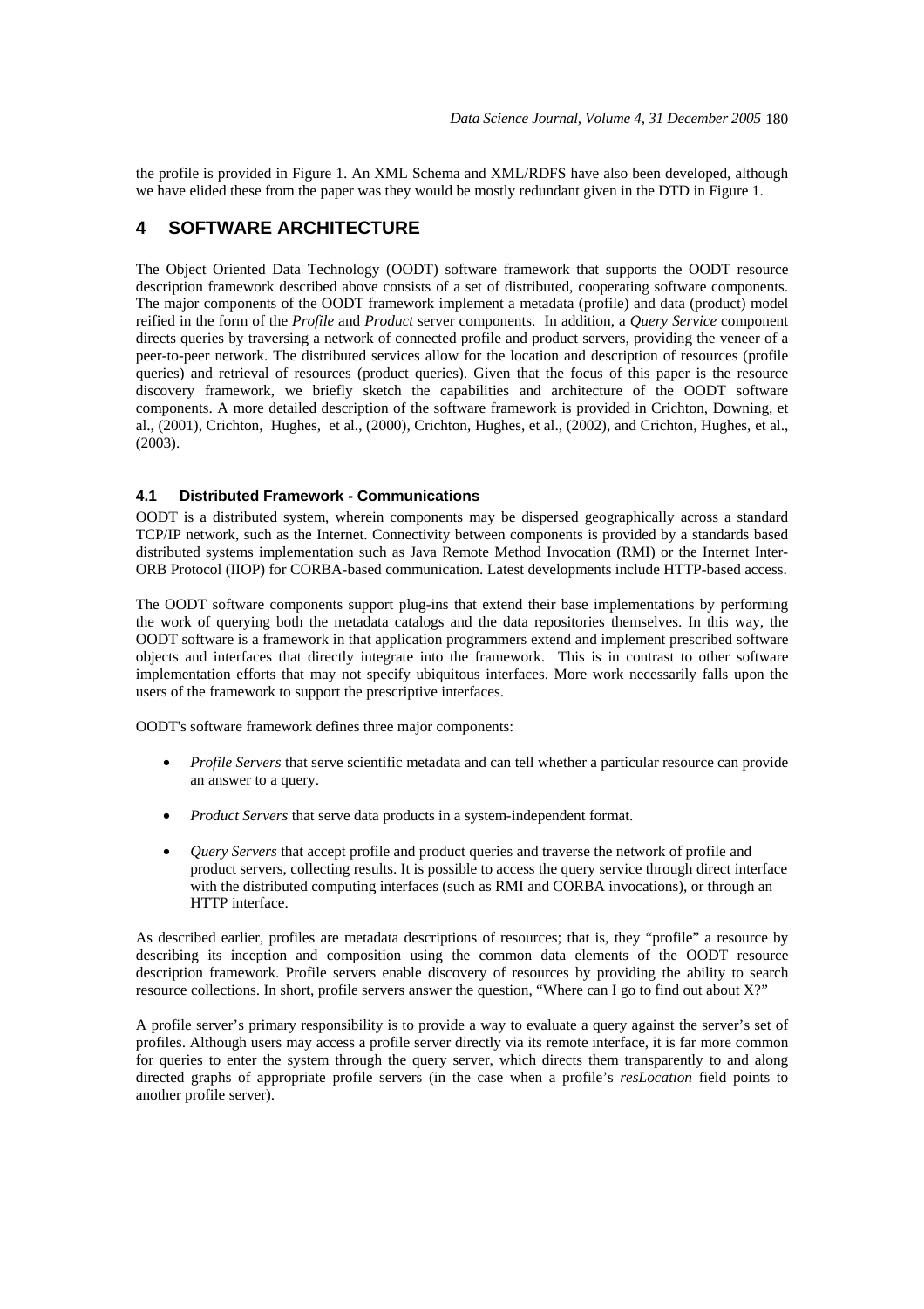the profile is provided in Figure 1. An XML Schema and XML/RDFS have also been developed, although we have elided these from the paper was they would be mostly redundant given in the DTD in Figure 1.

## 4 SOFTWARE ARCHITECTURE

The Object Oriented Data Technology (OODT) software framework that supports the OODT resource description framework described above consists of a set of distributed, cooperating software components. The major components of the OODT framework implement a metadata (profile) and data (product) model reified in the form of the *Profile* and *Product* server components. In addition, a *Query Service* component directs queries by traversing a network of connected profile and product servers, providing the veneer of a peer-to-peer network. The distributed services allow for the location and description of resources (profile queries) and retrieval of resources (product queries). Given that the focus of this paper is the resource discovery framework, we briefly sketch the capabilities and architecture of the OODT software components. A more detailed description of the software framework is provided in Crichton, Downing, et al., (2001), Crichton, Hughes, et al., (2000), Crichton, Hughes, et al., (2002), and Crichton, Hughes, et al., (2003).

### 4.1 Distributed Framework - Communications

OODT is a distributed system, wherein components may be dispersed geographically across a standard TCP/IP network, such as the Internet. Connectivity between components is provided by a standards based distributed systems implementation such as Java Remote Method Invocation (RMI) or the Internet Inter-ORB Protocol (IIOP) for CORBA-based communication. Latest developments include HTTP-based access.

The OODT software components support plug-ins that extend their base implementations by performing the work of querying both the metadata catalogs and the data repositories themselves. In this way, the OODT software is a framework in that application programmers extend and implement prescribed software objects and interfaces that directly integrate into the framework. This is in contrast to other software implementation efforts that may not specify ubiquitous interfaces. More work necessarily falls upon the users of the framework to support the prescriptive interfaces.

OODT's software framework defines three major components:

- *Profile Servers* that serve scientific metadata and can tell whether a particular resource can provide an answer to a query.
- *Product Servers* that serve data products in a system-independent format.
- *Query Servers* that accept profile and product queries and traverse the network of profile and product servers, collecting results. It is possible to access the query service through direct interface with the distributed computing interfaces (such as RMI and CORBA invocations), or through an HTTP interface.

As described earlier, profiles are metadata descriptions of resources; that is, they "profile" a resource by describing its inception and composition using the common data elements of the OODT resource description framework. Profile servers enable discovery of resources by providing the ability to search resource collections. In short, profile servers answer the question, "Where can I go to find out about X?"

A profile server's primary responsibility is to provide a way to evaluate a query against the server's set of profiles. Although users may access a profile server directly via its remote interface, it is far more common for queries to enter the system through the query server, which directs them transparently to and along directed graphs of appropriate profile servers (in the case when a profile's *resLocation* field points to another profile server).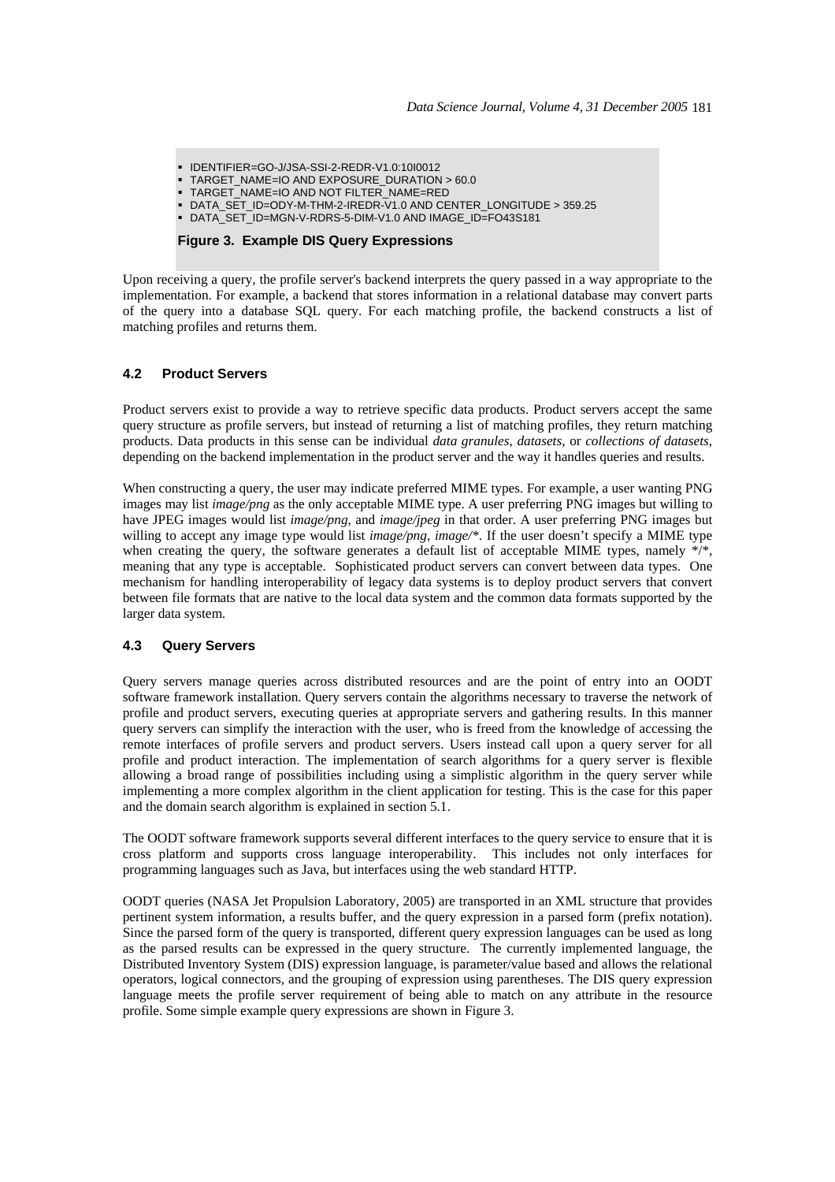- IDENTIFIER=GO-J/JSA-SSI-2-REDR-V1.0:10I0012
- TARGET_NAME=IO AND EXPOSURE_DURATION > 60.0
- TARGET_NAME=IO AND NOT FILTER_NAME=RED
- DATA_SET_ID=ODY-M-THM-2-IREDR-V1.0 AND CENTER_LONGITUDE > 359.25
- DATA_SET_ID=MGN-V-RDRS-5-DIM-V1.0 AND IMAGE_ID=FO43S181

**Figure 3. Example DIS Query Expressions**

Upon receiving a query, the profile server's backend interprets the query passed in a way appropriate to the implementation. For example, a backend that stores information in a relational database may convert parts of the query into a database SQL query. For each matching profile, the backend constructs a list of matching profiles and returns them.

### 4.2 Product Servers

Product servers exist to provide a way to retrieve specific data products. Product servers accept the same query structure as profile servers, but instead of returning a list of matching profiles, they return matching products. Data products in this sense can be individual *data granules*, *datasets*, or *collections of datasets*, depending on the backend implementation in the product server and the way it handles queries and results.

When constructing a query, the user may indicate preferred MIME types. For example, a user wanting PNG images may list *image/png* as the only acceptable MIME type. A user preferring PNG images but willing to have JPEG images would list *image/png*, and *image/jpeg* in that order. A user preferring PNG images but willing to accept any image type would list *image/png*, *image/**. If the user doesn't specify a MIME type when creating the query, the software generates a default list of acceptable MIME types, namely */*, meaning that any type is acceptable. Sophisticated product servers can convert between data types. One mechanism for handling interoperability of legacy data systems is to deploy product servers that convert between file formats that are native to the local data system and the common data formats supported by the larger data system.

### 4.3 Query Servers

Query servers manage queries across distributed resources and are the point of entry into an OODT software framework installation. Query servers contain the algorithms necessary to traverse the network of profile and product servers, executing queries at appropriate servers and gathering results. In this manner query servers can simplify the interaction with the user, who is freed from the knowledge of accessing the remote interfaces of profile servers and product servers. Users instead call upon a query server for all profile and product interaction. The implementation of search algorithms for a query server is flexible allowing a broad range of possibilities including using a simplistic algorithm in the query server while implementing a more complex algorithm in the client application for testing. This is the case for this paper and the domain search algorithm is explained in section 5.1.

The OODT software framework supports several different interfaces to the query service to ensure that it is cross platform and supports cross language interoperability. This includes not only interfaces for programming languages such as Java, but interfaces using the web standard HTTP.

OODT queries (NASA Jet Propulsion Laboratory, 2005) are transported in an XML structure that provides pertinent system information, a results buffer, and the query expression in a parsed form (prefix notation). Since the parsed form of the query is transported, different query expression languages can be used as long as the parsed results can be expressed in the query structure. The currently implemented language, the Distributed Inventory System (DIS) expression language, is parameter/value based and allows the relational operators, logical connectors, and the grouping of expression using parentheses. The DIS query expression language meets the profile server requirement of being able to match on any attribute in the resource profile. Some simple example query expressions are shown in Figure 3.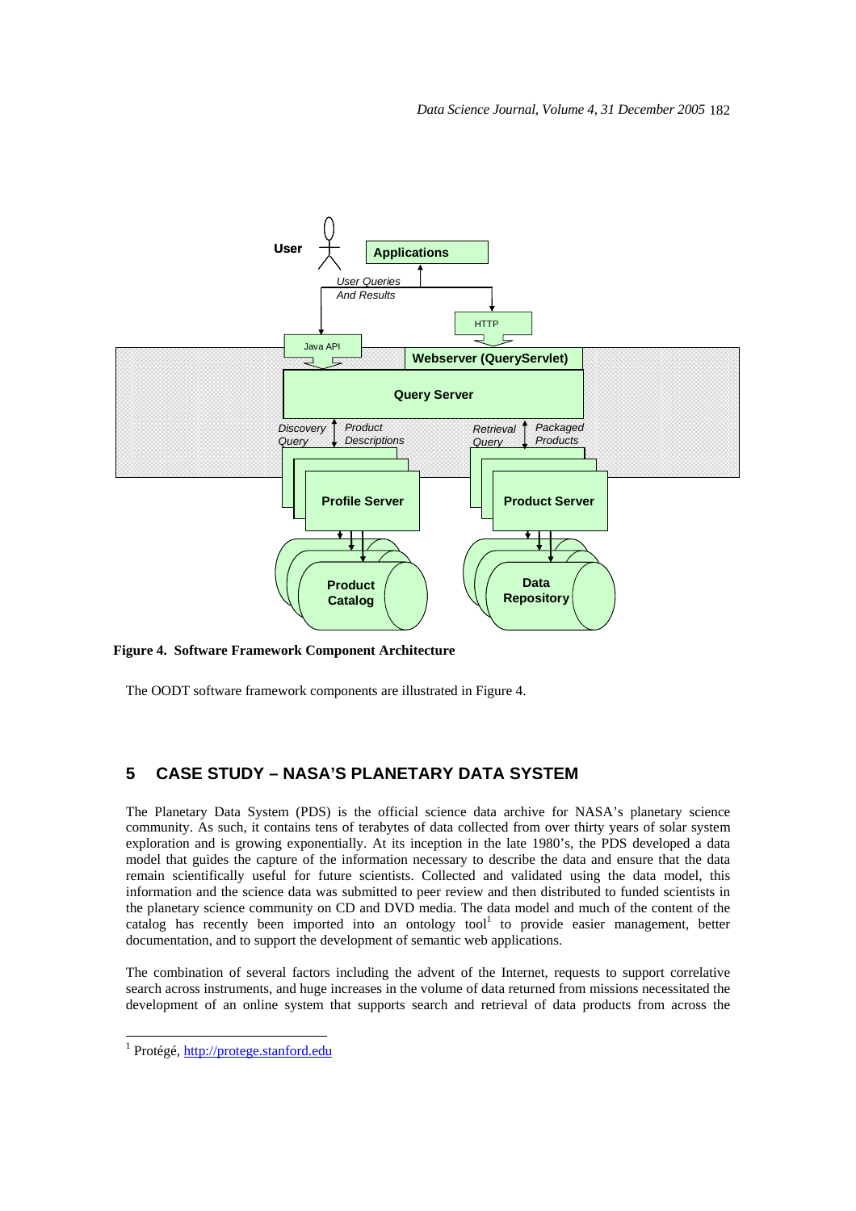**Figure 4. Software Framework Component Architecture**

The OODT software framework components are illustrated in Figure 4.

## 5 CASE STUDY – NASA'S PLANETARY DATA SYSTEM

The Planetary Data System (PDS) is the official science data archive for NASA's planetary science community. As such, it contains tens of terabytes of data collected from over thirty years of solar system exploration and is growing exponentially. At its inception in the late 1980's, the PDS developed a data model that guides the capture of the information necessary to describe the data and ensure that the data remain scientifically useful for future scientists. Collected and validated using the data model, this information and the science data was submitted to peer review and then distributed to funded scientists in the planetary science community on CD and DVD media. The data model and much of the content of the catalog has recently been imported into an ontology tool[1] to provide easier management, better documentation, and to support the development of semantic web applications.

The combination of several factors including the advent of the Internet, requests to support correlative search across instruments, and huge increases in the volume of data returned from missions necessitated the development of an online system that supports search and retrieval of data products from across the

[1] Protégé, http://protege.stanford.edu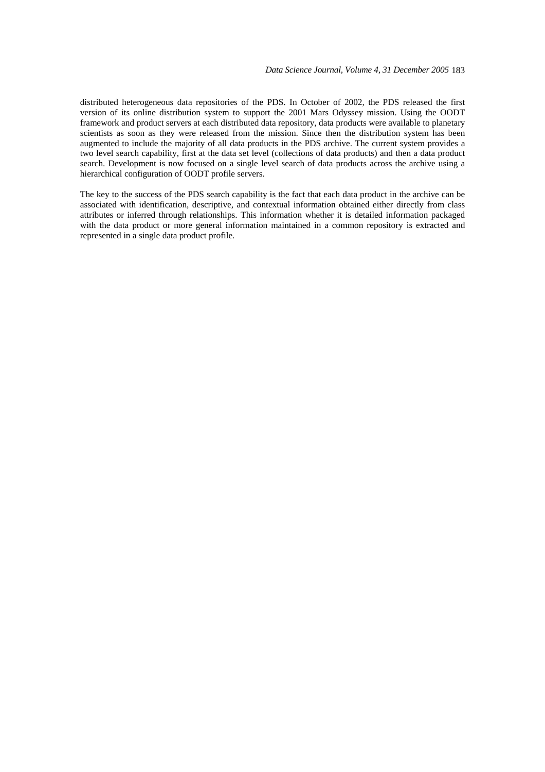distributed heterogeneous data repositories of the PDS. In October of 2002, the PDS released the first version of its online distribution system to support the 2001 Mars Odyssey mission. Using the OODT framework and product servers at each distributed data repository, data products were available to planetary scientists as soon as they were released from the mission. Since then the distribution system has been augmented to include the majority of all data products in the PDS archive. The current system provides a two level search capability, first at the data set level (collections of data products) and then a data product search. Development is now focused on a single level search of data products across the archive using a hierarchical configuration of OODT profile servers.

The key to the success of the PDS search capability is the fact that each data product in the archive can be associated with identification, descriptive, and contextual information obtained either directly from class attributes or inferred through relationships. This information whether it is detailed information packaged with the data product or more general information maintained in a common repository is extracted and represented in a single data product profile.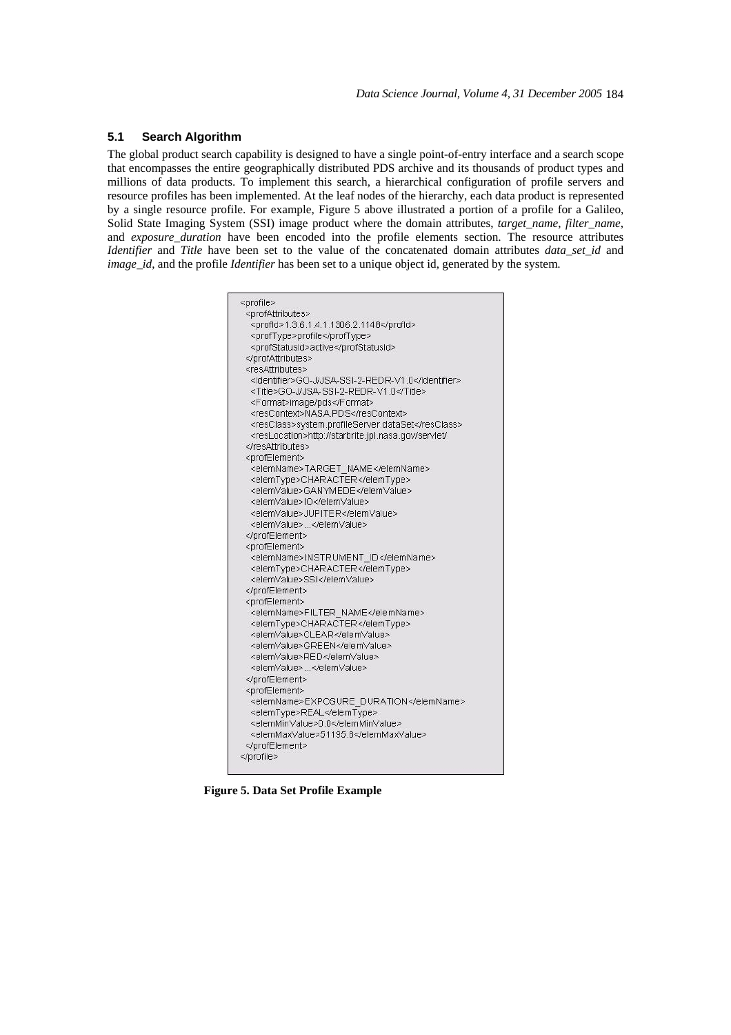### 5.1 Search Algorithm

The global product search capability is designed to have a single point-of-entry interface and a search scope that encompasses the entire geographically distributed PDS archive and its thousands of product types and millions of data products. To implement this search, a hierarchical configuration of profile servers and resource profiles has been implemented. At the leaf nodes of the hierarchy, each data product is represented by a single resource profile. For example, Figure 5 above illustrated a portion of a profile for a Galileo, Solid State Imaging System (SSI) image product where the domain attributes, *target_name*, *filter_name*, and *exposure_duration* have been encoded into the profile elements section. The resource attributes *Identifier* and *Title* have been set to the value of the concatenated domain attributes *data_set_id* and *image_id*, and the profile *Identifier* has been set to a unique object id, generated by the system.

```
<profile>
  <profAttributes>
    <profId>1.3.6.1.4.1.1306.2.1148</profId>
    <profType>profile</profType>
    <profStatusId>active</profStatusId>
  </profAttributes>
  <resAttributes>
    <Identifier>GO-J/JSA-SSI-2-REDR-V1.0</Identifier>
    <Title>GO-J/JSA-SSI-2-REDR-V1.0</Title>
    <Format>image/pds</Format>
    <resContext>NASA.PDS</resContext>
    <resClass>system.profileServer.dataSet</resClass>
    <resLocation>http://starbrite.jpl.nasa.gov/servlet/
  </resAttributes>
  <profElement>
    <elemName>TARGET_NAME</elemName>
    <elemType>CHARACTER</elemType>
    <elemValue>GANYMEDE</elemValue>
    <elemValue>IO</elemValue>
    <elemValue>JUPITER</elemValue>
    <elemValue>...</elemValue>
  </profElement>
  <profElement>
    <elemName>INSTRUMENT_ID</elemName>
    <elemType>CHARACTER</elemType>
    <elemValue>SSI</elemValue>
  </profElement>
  <profElement>
    <elemName>FILTER_NAME</elemName>
    <elemType>CHARACTER</elemType>
    <elemValue>CLEAR</elemValue>
    <elemValue>GREEN</elemValue>
    <elemValue>RED</elemValue>
    <elemValue>...</elemValue>
  </profElement>
  <profElement>
    <elemName>EXPOSURE_DURATION</elemName>
    <elemType>REAL</elemType>
    <elemMinValue>0.0</elemMinValue>
    <elemMaxValue>51195.8</elemMaxValue>
  </profElement>
</profile>
```

**Figure 5. Data Set Profile Example**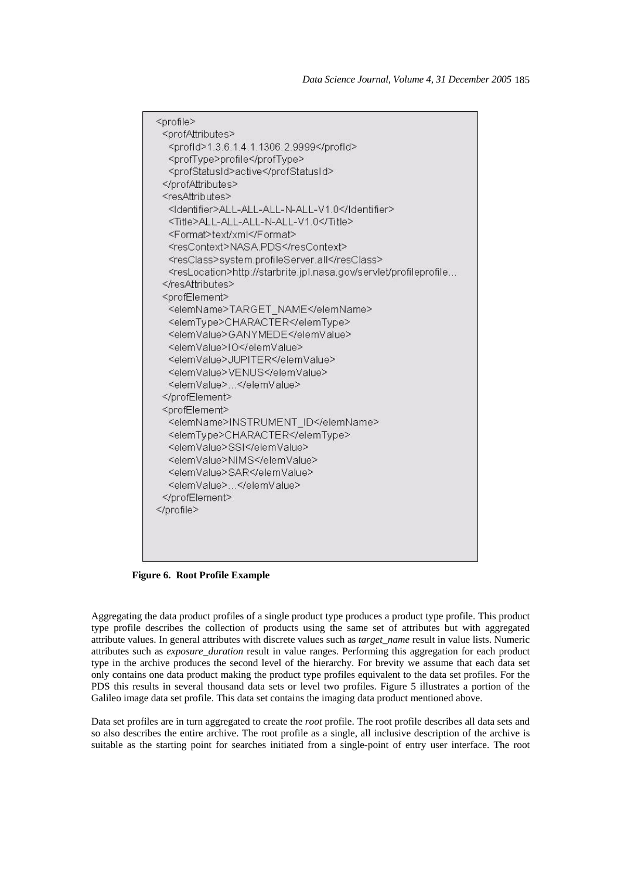```
<profile>
  <profAttributes>
    <profId>1.3.6.1.4.1.1306.2.9999</profId>
    <profType>profile</profType>
    <profStatusId>active</profStatusId>
  </profAttributes>
  <resAttributes>
    <Identifier>ALL-ALL-ALL-N-ALL-V1.0</Identifier>
    <Title>ALL-ALL-ALL-N-ALL-V1.0</Title>
    <Format>text/xml</Format>
    <resContext>NASA.PDS</resContext>
    <resClass>system.profileServer.all</resClass>
    <resLocation>http://starbrite.jpl.nasa.gov/servlet/profileprofile…
  </resAttributes>
  <profElement>
    <elemName>TARGET_NAME</elemName>
    <elemType>CHARACTER</elemType>
    <elemValue>GANYMEDE</elemValue>
    <elemValue>IO</elemValue>
    <elemValue>JUPITER</elemValue>
    <elemValue>VENUS</elemValue>
    <elemValue>…</elemValue>
  </profElement>
  <profElement>
    <elemName>INSTRUMENT_ID</elemName>
    <elemType>CHARACTER</elemType>
    <elemValue>SSI</elemValue>
    <elemValue>NIMS</elemValue>
    <elemValue>SAR</elemValue>
    <elemValue>…</elemValue>
  </profElement>
</profile>
```

**Figure 6. Root Profile Example**

Aggregating the data product profiles of a single product type produces a product type profile. This product type profile describes the collection of products using the same set of attributes but with aggregated attribute values. In general attributes with discrete values such as *target_name* result in value lists. Numeric attributes such as *exposure_duration* result in value ranges. Performing this aggregation for each product type in the archive produces the second level of the hierarchy. For brevity we assume that each data set only contains one data product making the product type profiles equivalent to the data set profiles. For the PDS this results in several thousand data sets or level two profiles. Figure 5 illustrates a portion of the Galileo image data set profile. This data set contains the imaging data product mentioned above.

Data set profiles are in turn aggregated to create the *root* profile. The root profile describes all data sets and so also describes the entire archive. The root profile as a single, all inclusive description of the archive is suitable as the starting point for searches initiated from a single-point of entry user interface. The root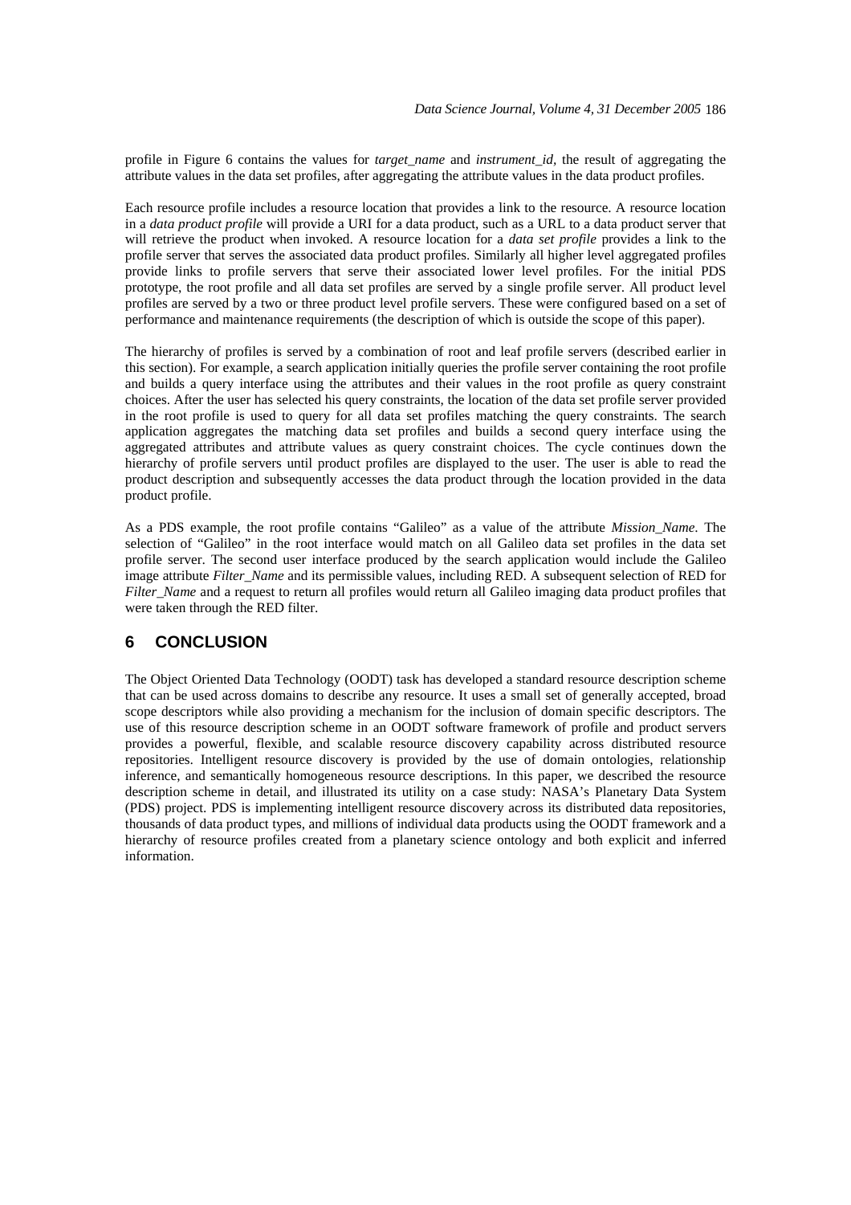profile in Figure 6 contains the values for *target_name* and *instrument_id*, the result of aggregating the attribute values in the data set profiles, after aggregating the attribute values in the data product profiles.

Each resource profile includes a resource location that provides a link to the resource. A resource location in a *data product profile* will provide a URI for a data product, such as a URL to a data product server that will retrieve the product when invoked. A resource location for a *data set profile* provides a link to the profile server that serves the associated data product profiles. Similarly all higher level aggregated profiles provide links to profile servers that serve their associated lower level profiles. For the initial PDS prototype, the root profile and all data set profiles are served by a single profile server. All product level profiles are served by a two or three product level profile servers. These were configured based on a set of performance and maintenance requirements (the description of which is outside the scope of this paper).

The hierarchy of profiles is served by a combination of root and leaf profile servers (described earlier in this section). For example, a search application initially queries the profile server containing the root profile and builds a query interface using the attributes and their values in the root profile as query constraint choices. After the user has selected his query constraints, the location of the data set profile server provided in the root profile is used to query for all data set profiles matching the query constraints. The search application aggregates the matching data set profiles and builds a second query interface using the aggregated attributes and attribute values as query constraint choices. The cycle continues down the hierarchy of profile servers until product profiles are displayed to the user. The user is able to read the product description and subsequently accesses the data product through the location provided in the data product profile.

As a PDS example, the root profile contains "Galileo" as a value of the attribute *Mission_Name*. The selection of "Galileo" in the root interface would match on all Galileo data set profiles in the data set profile server. The second user interface produced by the search application would include the Galileo image attribute *Filter_Name* and its permissible values, including RED. A subsequent selection of RED for *Filter_Name* and a request to return all profiles would return all Galileo imaging data product profiles that were taken through the RED filter.

## 6 CONCLUSION

The Object Oriented Data Technology (OODT) task has developed a standard resource description scheme that can be used across domains to describe any resource. It uses a small set of generally accepted, broad scope descriptors while also providing a mechanism for the inclusion of domain specific descriptors. The use of this resource description scheme in an OODT software framework of profile and product servers provides a powerful, flexible, and scalable resource discovery capability across distributed resource repositories. Intelligent resource discovery is provided by the use of domain ontologies, relationship inference, and semantically homogeneous resource descriptions. In this paper, we described the resource description scheme in detail, and illustrated its utility on a case study: NASA's Planetary Data System (PDS) project. PDS is implementing intelligent resource discovery across its distributed data repositories, thousands of data product types, and millions of individual data products using the OODT framework and a hierarchy of resource profiles created from a planetary science ontology and both explicit and inferred information.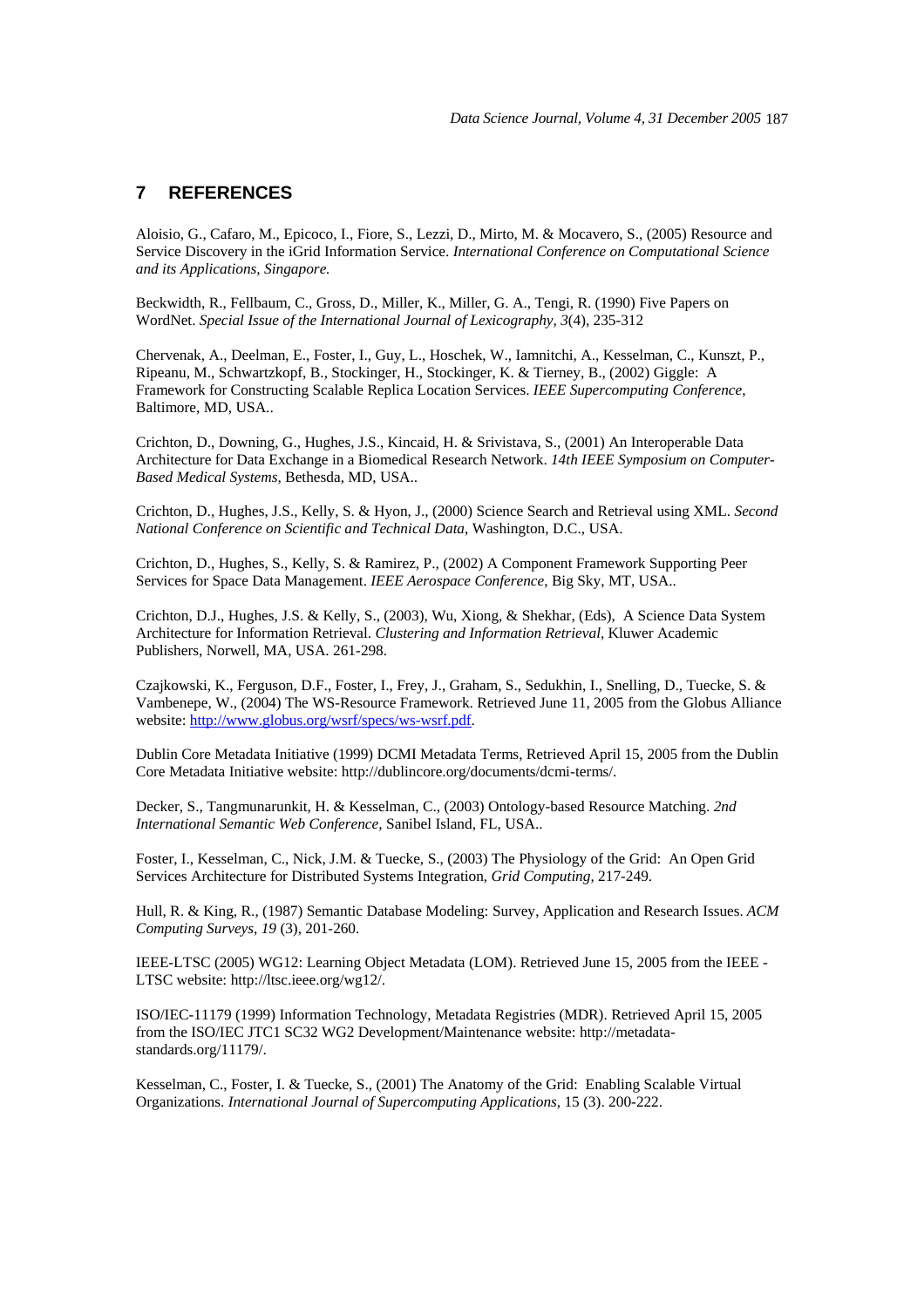## 7 REFERENCES

Aloisio, G., Cafaro, M., Epicoco, I., Fiore, S., Lezzi, D., Mirto, M. & Mocavero, S., (2005) Resource and Service Discovery in the iGrid Information Service. *International Conference on Computational Science and its Applications, Singapore.*

Beckwidth, R., Fellbaum, C., Gross, D., Miller, K., Miller, G. A., Tengi, R. (1990) Five Papers on WordNet. *Special Issue of the International Journal of Lexicography, 3*(4), 235-312

Chervenak, A., Deelman, E., Foster, I., Guy, L., Hoschek, W., Iamnitchi, A., Kesselman, C., Kunszt, P., Ripeanu, M., Schwartzkopf, B., Stockinger, H., Stockinger, K. & Tierney, B., (2002) Giggle: A Framework for Constructing Scalable Replica Location Services. *IEEE Supercomputing Conference*, Baltimore, MD, USA..

Crichton, D., Downing, G., Hughes, J.S., Kincaid, H. & Srivistava, S., (2001) An Interoperable Data Architecture for Data Exchange in a Biomedical Research Network. *14th IEEE Symposium on Computer-Based Medical Systems,* Bethesda, MD, USA..

Crichton, D., Hughes, J.S., Kelly, S. & Hyon, J., (2000) Science Search and Retrieval using XML. *Second National Conference on Scientific and Technical Data*, Washington, D.C., USA.

Crichton, D., Hughes, S., Kelly, S. & Ramirez, P., (2002) A Component Framework Supporting Peer Services for Space Data Management. *IEEE Aerospace Conference*, Big Sky, MT, USA..

Crichton, D.J., Hughes, J.S. & Kelly, S., (2003), Wu, Xiong, & Shekhar, (Eds), A Science Data System Architecture for Information Retrieval. *Clustering and Information Retrieval*, Kluwer Academic Publishers, Norwell, MA, USA. 261-298.

Czajkowski, K., Ferguson, D.F., Foster, I., Frey, J., Graham, S., Sedukhin, I., Snelling, D., Tuecke, S. & Vambenepe, W., (2004) The WS-Resource Framework. Retrieved June 11, 2005 from the Globus Alliance website: http://www.globus.org/wsrf/specs/ws-wsrf.pdf.

Dublin Core Metadata Initiative (1999) DCMI Metadata Terms, Retrieved April 15, 2005 from the Dublin Core Metadata Initiative website: http://dublincore.org/documents/dcmi-terms/.

Decker, S., Tangmunarunkit, H. & Kesselman, C., (2003) Ontology-based Resource Matching. *2nd International Semantic Web Conference*, Sanibel Island, FL, USA..

Foster, I., Kesselman, C., Nick, J.M. & Tuecke, S., (2003) The Physiology of the Grid: An Open Grid Services Architecture for Distributed Systems Integration, *Grid Computing,* 217-249.

Hull, R. & King, R., (1987) Semantic Database Modeling: Survey, Application and Research Issues. *ACM Computing Surveys*, *19* (3), 201-260.

IEEE-LTSC (2005) WG12: Learning Object Metadata (LOM). Retrieved June 15, 2005 from the IEEE - LTSC website: http://ltsc.ieee.org/wg12/.

ISO/IEC-11179 (1999) Information Technology, Metadata Registries (MDR). Retrieved April 15, 2005 from the ISO/IEC JTC1 SC32 WG2 Development/Maintenance website: http://metadata-standards.org/11179/.

Kesselman, C., Foster, I. & Tuecke, S., (2001) The Anatomy of the Grid: Enabling Scalable Virtual Organizations. *International Journal of Supercomputing Applications*, 15 (3). 200-222.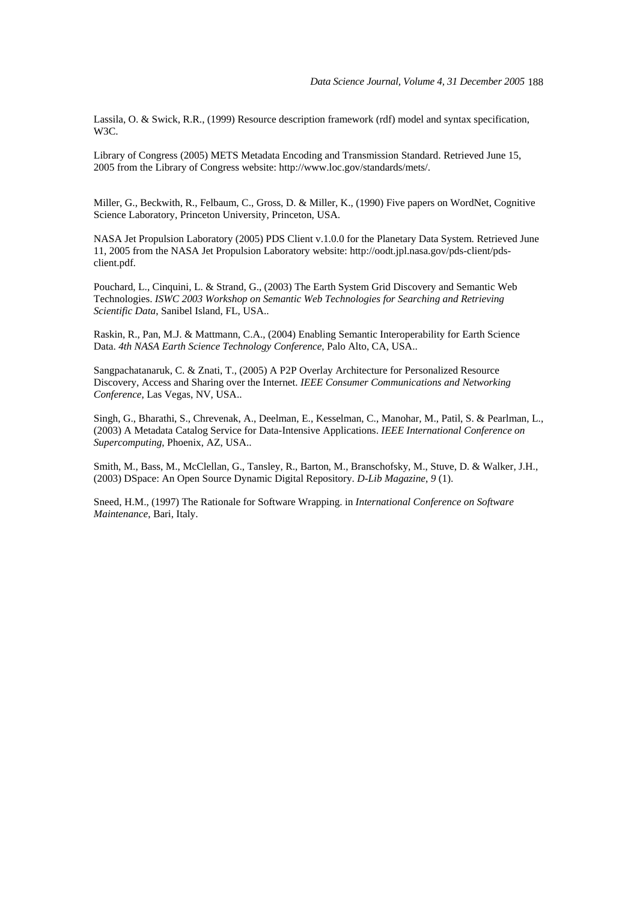Lassila, O. & Swick, R.R., (1999) Resource description framework (rdf) model and syntax specification, W3C.

Library of Congress (2005) METS Metadata Encoding and Transmission Standard. Retrieved June 15, 2005 from the Library of Congress website: http://www.loc.gov/standards/mets/.

Miller, G., Beckwith, R., Felbaum, C., Gross, D. & Miller, K., (1990) Five papers on WordNet, Cognitive Science Laboratory, Princeton University, Princeton, USA.

NASA Jet Propulsion Laboratory (2005) PDS Client v.1.0.0 for the Planetary Data System. Retrieved June 11, 2005 from the NASA Jet Propulsion Laboratory website: http://oodt.jpl.nasa.gov/pds-client/pds-client.pdf.

Pouchard, L., Cinquini, L. & Strand, G., (2003) The Earth System Grid Discovery and Semantic Web Technologies. *ISWC 2003 Workshop on Semantic Web Technologies for Searching and Retrieving Scientific Data*, Sanibel Island, FL, USA..

Raskin, R., Pan, M.J. & Mattmann, C.A., (2004) Enabling Semantic Interoperability for Earth Science Data. *4th NASA Earth Science Technology Conference*, Palo Alto, CA, USA..

Sangpachatanaruk, C. & Znati, T., (2005) A P2P Overlay Architecture for Personalized Resource Discovery, Access and Sharing over the Internet. *IEEE Consumer Communications and Networking Conference*, Las Vegas, NV, USA..

Singh, G., Bharathi, S., Chrevenak, A., Deelman, E., Kesselman, C., Manohar, M., Patil, S. & Pearlman, L., (2003) A Metadata Catalog Service for Data-Intensive Applications. *IEEE International Conference on Supercomputing*, Phoenix, AZ, USA..

Smith, M., Bass, M., McClellan, G., Tansley, R., Barton, M., Branschofsky, M., Stuve, D. & Walker, J.H., (2003) DSpace: An Open Source Dynamic Digital Repository. *D-Lib Magazine*, *9* (1).

Sneed, H.M., (1997) The Rationale for Software Wrapping. in *International Conference on Software Maintenance*, Bari, Italy.